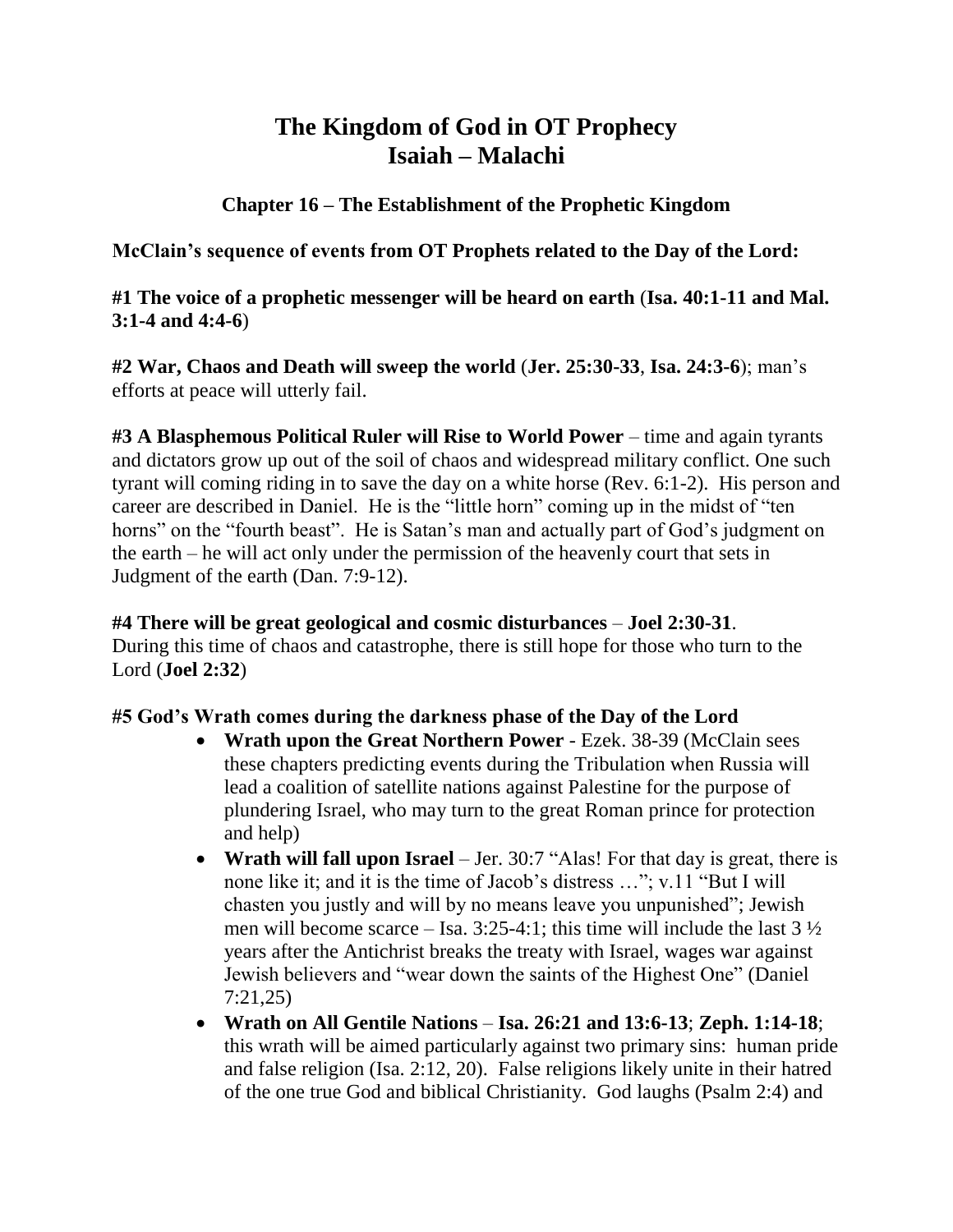# The Kingdom of God in OT Prophecy
# Isaiah – Malachi

### Chapter 16 – The Establishment of the Prophetic Kingdom

**McClain's sequence of events from OT Prophets related to the Day of the Lord:**

**#1 The voice of a prophetic messenger will be heard on earth** (**Isa. 40:1-11 and Mal. 3:1-4 and 4:4-6**)

**#2 War, Chaos and Death will sweep the world** (**Jer. 25:30-33**, **Isa. 24:3-6**); man's efforts at peace will utterly fail.

**#3 A Blasphemous Political Ruler will Rise to World Power** – time and again tyrants and dictators grow up out of the soil of chaos and widespread military conflict. One such tyrant will coming riding in to save the day on a white horse (Rev. 6:1-2). His person and career are described in Daniel. He is the "little horn" coming up in the midst of "ten horns" on the "fourth beast". He is Satan's man and actually part of God's judgment on the earth – he will act only under the permission of the heavenly court that sets in Judgment of the earth (Dan. 7:9-12).

**#4 There will be great geological and cosmic disturbances** – **Joel 2:30-31**.
During this time of chaos and catastrophe, there is still hope for those who turn to the Lord (**Joel 2:32**)

**#5 God's Wrath comes during the darkness phase of the Day of the Lord**

- **Wrath upon the Great Northern Power** - Ezek. 38-39 (McClain sees these chapters predicting events during the Tribulation when Russia will lead a coalition of satellite nations against Palestine for the purpose of plundering Israel, who may turn to the great Roman prince for protection and help)
- **Wrath will fall upon Israel** – Jer. 30:7 "Alas! For that day is great, there is none like it; and it is the time of Jacob's distress …"; v.11 "But I will chasten you justly and will by no means leave you unpunished"; Jewish men will become scarce – Isa. 3:25-4:1; this time will include the last 3 ½ years after the Antichrist breaks the treaty with Israel, wages war against Jewish believers and "wear down the saints of the Highest One" (Daniel 7:21,25)
- **Wrath on All Gentile Nations** – **Isa. 26:21 and 13:6-13**; **Zeph. 1:14-18**; this wrath will be aimed particularly against two primary sins: human pride and false religion (Isa. 2:12, 20). False religions likely unite in their hatred of the one true God and biblical Christianity. God laughs (Psalm 2:4) and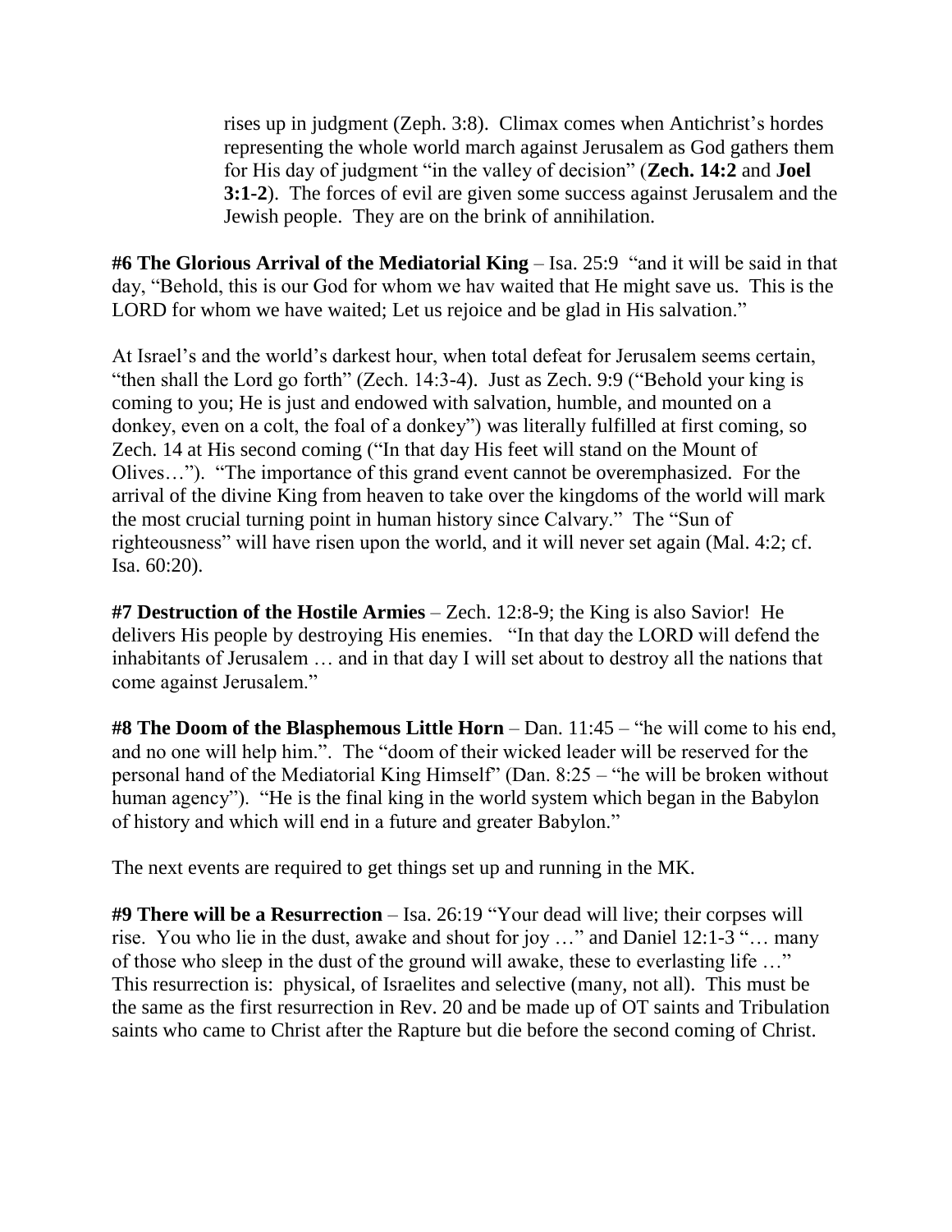rises up in judgment (Zeph. 3:8). Climax comes when Antichrist's hordes representing the whole world march against Jerusalem as God gathers them for His day of judgment "in the valley of decision" (**Zech. 14:2** and **Joel 3:1-2**). The forces of evil are given some success against Jerusalem and the Jewish people. They are on the brink of annihilation.

**#6 The Glorious Arrival of the Mediatorial King** – Isa. 25:9 "and it will be said in that day, "Behold, this is our God for whom we hav waited that He might save us. This is the LORD for whom we have waited; Let us rejoice and be glad in His salvation."

At Israel's and the world's darkest hour, when total defeat for Jerusalem seems certain, "then shall the Lord go forth" (Zech. 14:3-4). Just as Zech. 9:9 ("Behold your king is coming to you; He is just and endowed with salvation, humble, and mounted on a donkey, even on a colt, the foal of a donkey") was literally fulfilled at first coming, so Zech. 14 at His second coming ("In that day His feet will stand on the Mount of Olives…"). "The importance of this grand event cannot be overemphasized. For the arrival of the divine King from heaven to take over the kingdoms of the world will mark the most crucial turning point in human history since Calvary." The "Sun of righteousness" will have risen upon the world, and it will never set again (Mal. 4:2; cf. Isa. 60:20).

**#7 Destruction of the Hostile Armies** – Zech. 12:8-9; the King is also Savior! He delivers His people by destroying His enemies. "In that day the LORD will defend the inhabitants of Jerusalem … and in that day I will set about to destroy all the nations that come against Jerusalem."

**#8 The Doom of the Blasphemous Little Horn** – Dan. 11:45 – "he will come to his end, and no one will help him.". The "doom of their wicked leader will be reserved for the personal hand of the Mediatorial King Himself" (Dan. 8:25 – "he will be broken without human agency"). "He is the final king in the world system which began in the Babylon of history and which will end in a future and greater Babylon."

The next events are required to get things set up and running in the MK.

**#9 There will be a Resurrection** – Isa. 26:19 "Your dead will live; their corpses will rise. You who lie in the dust, awake and shout for joy …" and Daniel 12:1-3 "… many of those who sleep in the dust of the ground will awake, these to everlasting life …" This resurrection is: physical, of Israelites and selective (many, not all). This must be the same as the first resurrection in Rev. 20 and be made up of OT saints and Tribulation saints who came to Christ after the Rapture but die before the second coming of Christ.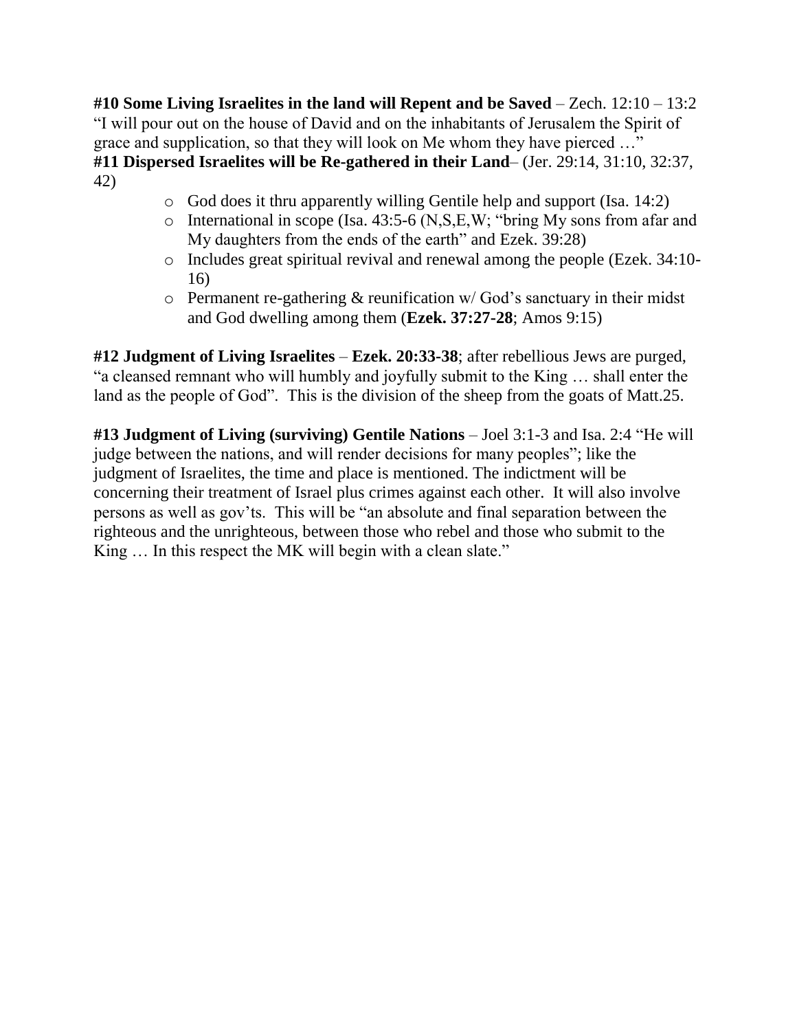**#10 Some Living Israelites in the land will Repent and be Saved** – Zech. 12:10 – 13:2 "I will pour out on the house of David and on the inhabitants of Jerusalem the Spirit of grace and supplication, so that they will look on Me whom they have pierced …"

**#11 Dispersed Israelites will be Re-gathered in their Land**– (Jer. 29:14, 31:10, 32:37, 42)

- God does it thru apparently willing Gentile help and support (Isa. 14:2)
- International in scope (Isa. 43:5-6 (N,S,E,W; "bring My sons from afar and My daughters from the ends of the earth" and Ezek. 39:28)
- Includes great spiritual revival and renewal among the people (Ezek. 34:10-16)
- Permanent re-gathering & reunification w/ God's sanctuary in their midst and God dwelling among them (**Ezek. 37:27-28**; Amos 9:15)

**#12 Judgment of Living Israelites** – **Ezek. 20:33-38**; after rebellious Jews are purged, "a cleansed remnant who will humbly and joyfully submit to the King … shall enter the land as the people of God". This is the division of the sheep from the goats of Matt.25.

**#13 Judgment of Living (surviving) Gentile Nations** – Joel 3:1-3 and Isa. 2:4 "He will judge between the nations, and will render decisions for many peoples"; like the judgment of Israelites, the time and place is mentioned. The indictment will be concerning their treatment of Israel plus crimes against each other. It will also involve persons as well as gov'ts. This will be "an absolute and final separation between the righteous and the unrighteous, between those who rebel and those who submit to the King … In this respect the MK will begin with a clean slate."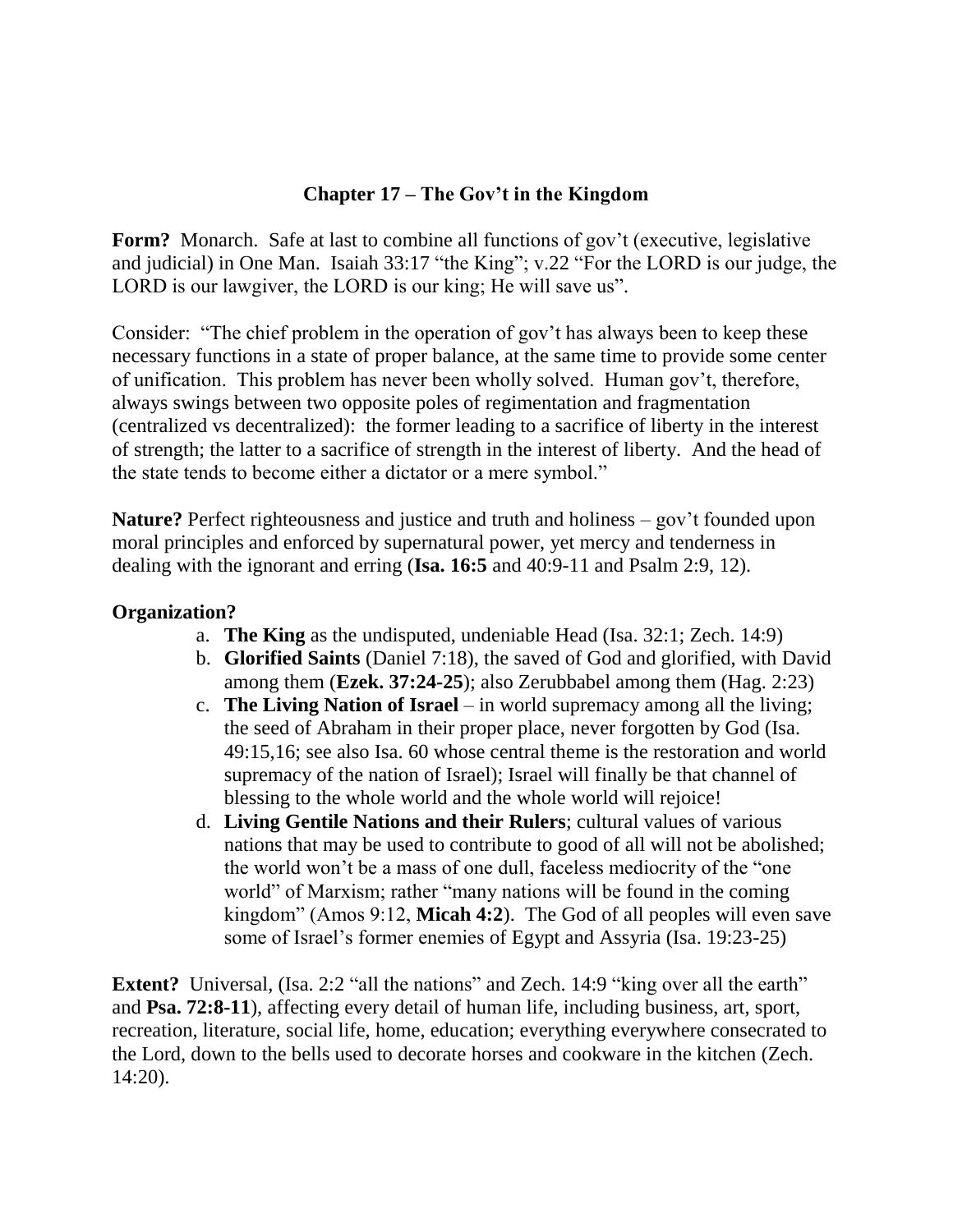## Chapter 17 – The Gov't in the Kingdom

**Form?** Monarch. Safe at last to combine all functions of gov't (executive, legislative and judicial) in One Man. Isaiah 33:17 "the King"; v.22 "For the LORD is our judge, the LORD is our lawgiver, the LORD is our king; He will save us".

Consider: "The chief problem in the operation of gov't has always been to keep these necessary functions in a state of proper balance, at the same time to provide some center of unification. This problem has never been wholly solved. Human gov't, therefore, always swings between two opposite poles of regimentation and fragmentation (centralized vs decentralized): the former leading to a sacrifice of liberty in the interest of strength; the latter to a sacrifice of strength in the interest of liberty. And the head of the state tends to become either a dictator or a mere symbol."

**Nature?** Perfect righteousness and justice and truth and holiness – gov't founded upon moral principles and enforced by supernatural power, yet mercy and tenderness in dealing with the ignorant and erring (**Isa. 16:5** and 40:9-11 and Psalm 2:9, 12).

**Organization?**

a. **The King** as the undisputed, undeniable Head (Isa. 32:1; Zech. 14:9)
b. **Glorified Saints** (Daniel 7:18), the saved of God and glorified, with David among them (**Ezek. 37:24-25**); also Zerubbabel among them (Hag. 2:23)
c. **The Living Nation of Israel** – in world supremacy among all the living; the seed of Abraham in their proper place, never forgotten by God (Isa. 49:15,16; see also Isa. 60 whose central theme is the restoration and world supremacy of the nation of Israel); Israel will finally be that channel of blessing to the whole world and the whole world will rejoice!
d. **Living Gentile Nations and their Rulers**; cultural values of various nations that may be used to contribute to good of all will not be abolished; the world won't be a mass of one dull, faceless mediocrity of the "one world" of Marxism; rather "many nations will be found in the coming kingdom" (Amos 9:12, **Micah 4:2**). The God of all peoples will even save some of Israel's former enemies of Egypt and Assyria (Isa. 19:23-25)

**Extent?** Universal, (Isa. 2:2 "all the nations" and Zech. 14:9 "king over all the earth" and **Psa. 72:8-11**), affecting every detail of human life, including business, art, sport, recreation, literature, social life, home, education; everything everywhere consecrated to the Lord, down to the bells used to decorate horses and cookware in the kitchen (Zech. 14:20).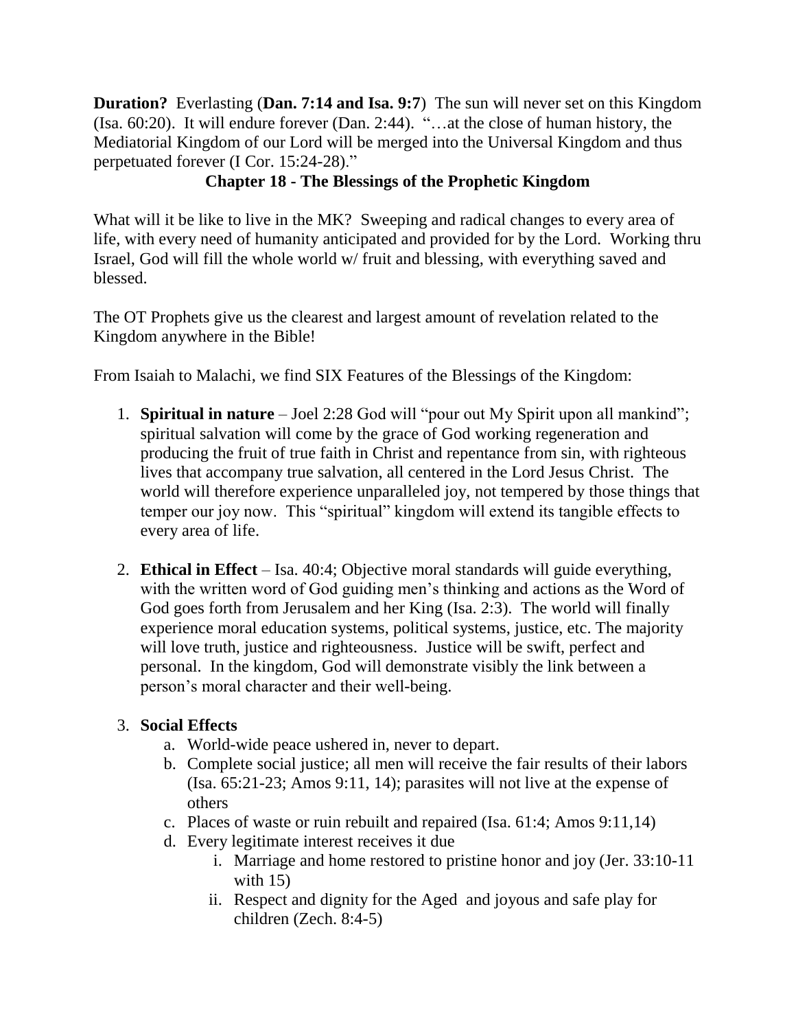**Duration?** Everlasting (**Dan. 7:14 and Isa. 9:7**) The sun will never set on this Kingdom (Isa. 60:20). It will endure forever (Dan. 2:44). "…at the close of human history, the Mediatorial Kingdom of our Lord will be merged into the Universal Kingdom and thus perpetuated forever (I Cor. 15:24-28)."

## Chapter 18 - The Blessings of the Prophetic Kingdom

What will it be like to live in the MK? Sweeping and radical changes to every area of life, with every need of humanity anticipated and provided for by the Lord. Working thru Israel, God will fill the whole world w/ fruit and blessing, with everything saved and blessed.

The OT Prophets give us the clearest and largest amount of revelation related to the Kingdom anywhere in the Bible!

From Isaiah to Malachi, we find SIX Features of the Blessings of the Kingdom:

1. **Spiritual in nature** – Joel 2:28 God will "pour out My Spirit upon all mankind"; spiritual salvation will come by the grace of God working regeneration and producing the fruit of true faith in Christ and repentance from sin, with righteous lives that accompany true salvation, all centered in the Lord Jesus Christ. The world will therefore experience unparalleled joy, not tempered by those things that temper our joy now. This "spiritual" kingdom will extend its tangible effects to every area of life.

2. **Ethical in Effect** – Isa. 40:4; Objective moral standards will guide everything, with the written word of God guiding men's thinking and actions as the Word of God goes forth from Jerusalem and her King (Isa. 2:3). The world will finally experience moral education systems, political systems, justice, etc. The majority will love truth, justice and righteousness. Justice will be swift, perfect and personal. In the kingdom, God will demonstrate visibly the link between a person's moral character and their well-being.

3. **Social Effects**
   a. World-wide peace ushered in, never to depart.
   b. Complete social justice; all men will receive the fair results of their labors (Isa. 65:21-23; Amos 9:11, 14); parasites will not live at the expense of others
   c. Places of waste or ruin rebuilt and repaired (Isa. 61:4; Amos 9:11,14)
   d. Every legitimate interest receives it due
      i. Marriage and home restored to pristine honor and joy (Jer. 33:10-11 with 15)
      ii. Respect and dignity for the Aged and joyous and safe play for children (Zech. 8:4-5)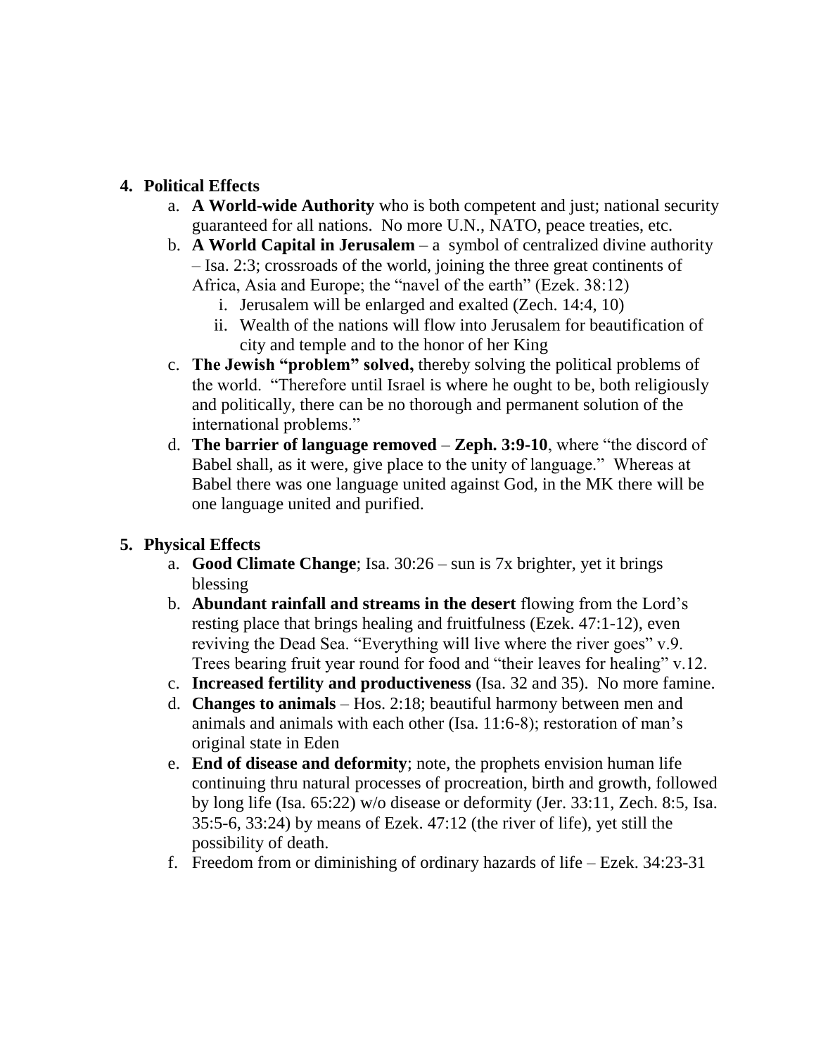4. **Political Effects**
    a. **A World-wide Authority** who is both competent and just; national security guaranteed for all nations. No more U.N., NATO, peace treaties, etc.
    b. **A World Capital in Jerusalem** – a symbol of centralized divine authority – Isa. 2:3; crossroads of the world, joining the three great continents of Africa, Asia and Europe; the "navel of the earth" (Ezek. 38:12)
        i. Jerusalem will be enlarged and exalted (Zech. 14:4, 10)
        ii. Wealth of the nations will flow into Jerusalem for beautification of city and temple and to the honor of her King
    c. **The Jewish "problem" solved,** thereby solving the political problems of the world. "Therefore until Israel is where he ought to be, both religiously and politically, there can be no thorough and permanent solution of the international problems."
    d. **The barrier of language removed** – **Zeph. 3:9-10**, where "the discord of Babel shall, as it were, give place to the unity of language." Whereas at Babel there was one language united against God, in the MK there will be one language united and purified.

5. **Physical Effects**
    a. **Good Climate Change**; Isa. 30:26 – sun is 7x brighter, yet it brings blessing
    b. **Abundant rainfall and streams in the desert** flowing from the Lord's resting place that brings healing and fruitfulness (Ezek. 47:1-12), even reviving the Dead Sea. "Everything will live where the river goes" v.9. Trees bearing fruit year round for food and "their leaves for healing" v.12.
    c. **Increased fertility and productiveness** (Isa. 32 and 35). No more famine.
    d. **Changes to animals** – Hos. 2:18; beautiful harmony between men and animals and animals with each other (Isa. 11:6-8); restoration of man's original state in Eden
    e. **End of disease and deformity**; note, the prophets envision human life continuing thru natural processes of procreation, birth and growth, followed by long life (Isa. 65:22) w/o disease or deformity (Jer. 33:11, Zech. 8:5, Isa. 35:5-6, 33:24) by means of Ezek. 47:12 (the river of life), yet still the possibility of death.
    f. Freedom from or diminishing of ordinary hazards of life – Ezek. 34:23-31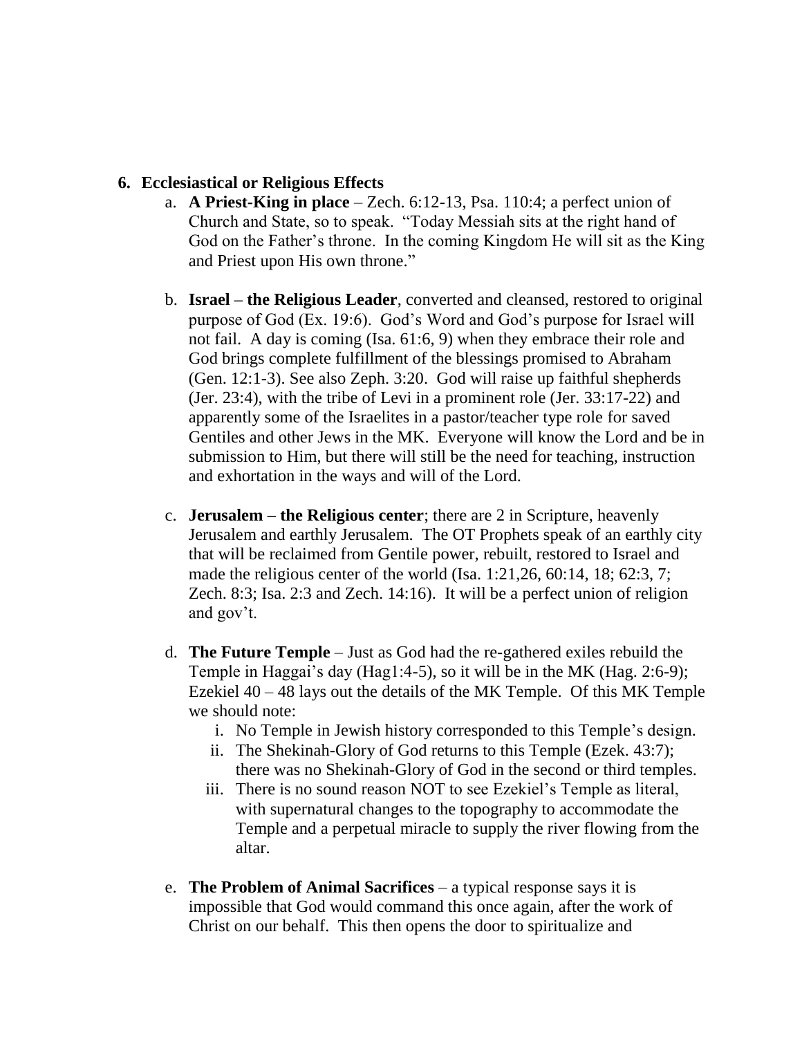6. **Ecclesiastical or Religious Effects**
    a. **A Priest-King in place** – Zech. 6:12-13, Psa. 110:4; a perfect union of Church and State, so to speak. "Today Messiah sits at the right hand of God on the Father's throne. In the coming Kingdom He will sit as the King and Priest upon His own throne."

    b. **Israel – the Religious Leader**, converted and cleansed, restored to original purpose of God (Ex. 19:6). God's Word and God's purpose for Israel will not fail. A day is coming (Isa. 61:6, 9) when they embrace their role and God brings complete fulfillment of the blessings promised to Abraham (Gen. 12:1-3). See also Zeph. 3:20. God will raise up faithful shepherds (Jer. 23:4), with the tribe of Levi in a prominent role (Jer. 33:17-22) and apparently some of the Israelites in a pastor/teacher type role for saved Gentiles and other Jews in the MK. Everyone will know the Lord and be in submission to Him, but there will still be the need for teaching, instruction and exhortation in the ways and will of the Lord.

    c. **Jerusalem – the Religious center**; there are 2 in Scripture, heavenly Jerusalem and earthly Jerusalem. The OT Prophets speak of an earthly city that will be reclaimed from Gentile power, rebuilt, restored to Israel and made the religious center of the world (Isa. 1:21,26, 60:14, 18; 62:3, 7; Zech. 8:3; Isa. 2:3 and Zech. 14:16). It will be a perfect union of religion and gov't.

    d. **The Future Temple** – Just as God had the re-gathered exiles rebuild the Temple in Haggai's day (Hag1:4-5), so it will be in the MK (Hag. 2:6-9); Ezekiel 40 – 48 lays out the details of the MK Temple. Of this MK Temple we should note:
        i. No Temple in Jewish history corresponded to this Temple's design.
        ii. The Shekinah-Glory of God returns to this Temple (Ezek. 43:7); there was no Shekinah-Glory of God in the second or third temples.
        iii. There is no sound reason NOT to see Ezekiel's Temple as literal, with supernatural changes to the topography to accommodate the Temple and a perpetual miracle to supply the river flowing from the altar.

    e. **The Problem of Animal Sacrifices** – a typical response says it is impossible that God would command this once again, after the work of Christ on our behalf. This then opens the door to spiritualize and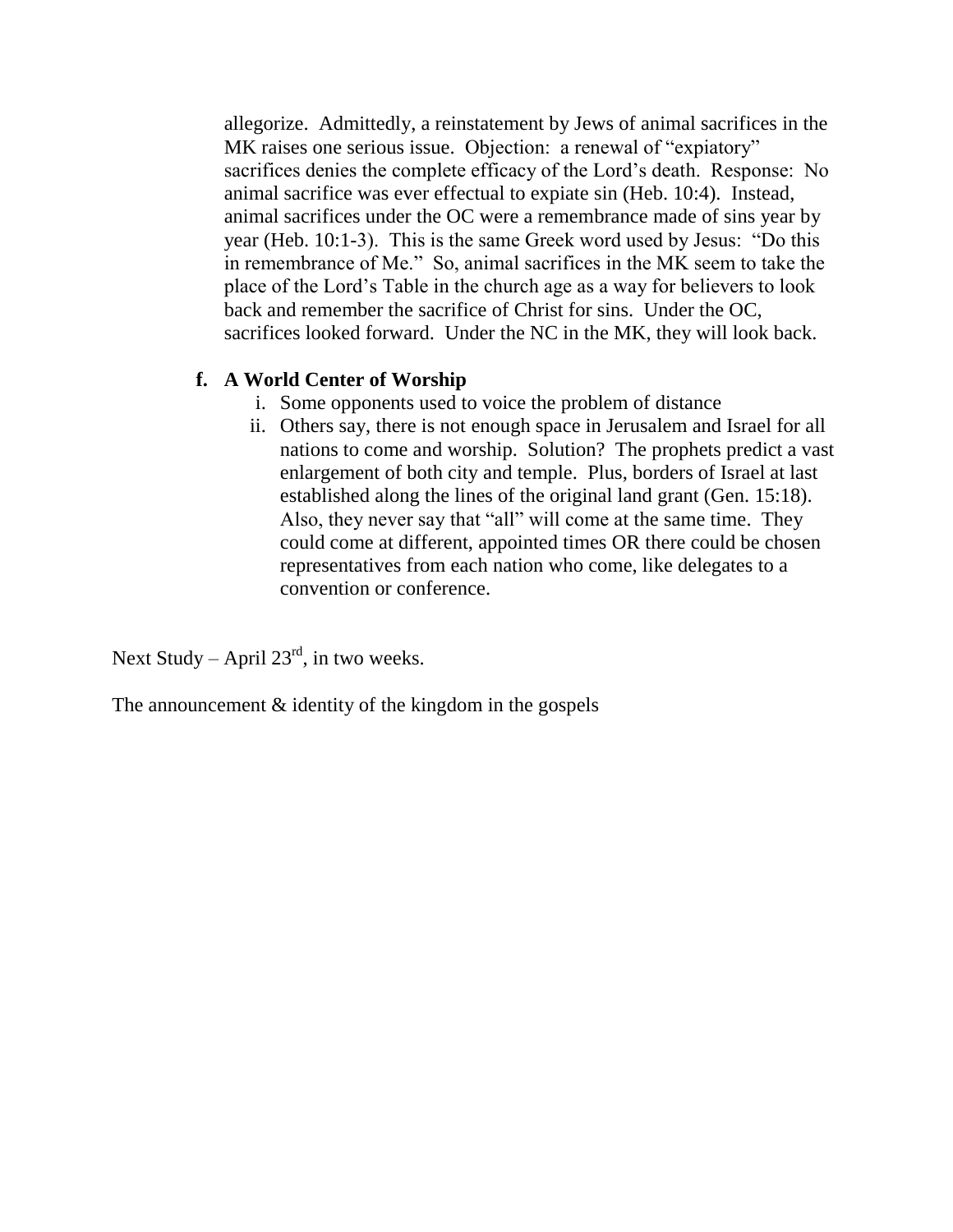allegorize. Admittedly, a reinstatement by Jews of animal sacrifices in the MK raises one serious issue. Objection: a renewal of "expiatory" sacrifices denies the complete efficacy of the Lord's death. Response: No animal sacrifice was ever effectual to expiate sin (Heb. 10:4). Instead, animal sacrifices under the OC were a remembrance made of sins year by year (Heb. 10:1-3). This is the same Greek word used by Jesus: "Do this in remembrance of Me." So, animal sacrifices in the MK seem to take the place of the Lord's Table in the church age as a way for believers to look back and remember the sacrifice of Christ for sins. Under the OC, sacrifices looked forward. Under the NC in the MK, they will look back.

**f. A World Center of Worship**

i. Some opponents used to voice the problem of distance

ii. Others say, there is not enough space in Jerusalem and Israel for all nations to come and worship. Solution? The prophets predict a vast enlargement of both city and temple. Plus, borders of Israel at last established along the lines of the original land grant (Gen. 15:18). Also, they never say that "all" will come at the same time. They could come at different, appointed times OR there could be chosen representatives from each nation who come, like delegates to a convention or conference.

Next Study – April 23rd, in two weeks.

The announcement & identity of the kingdom in the gospels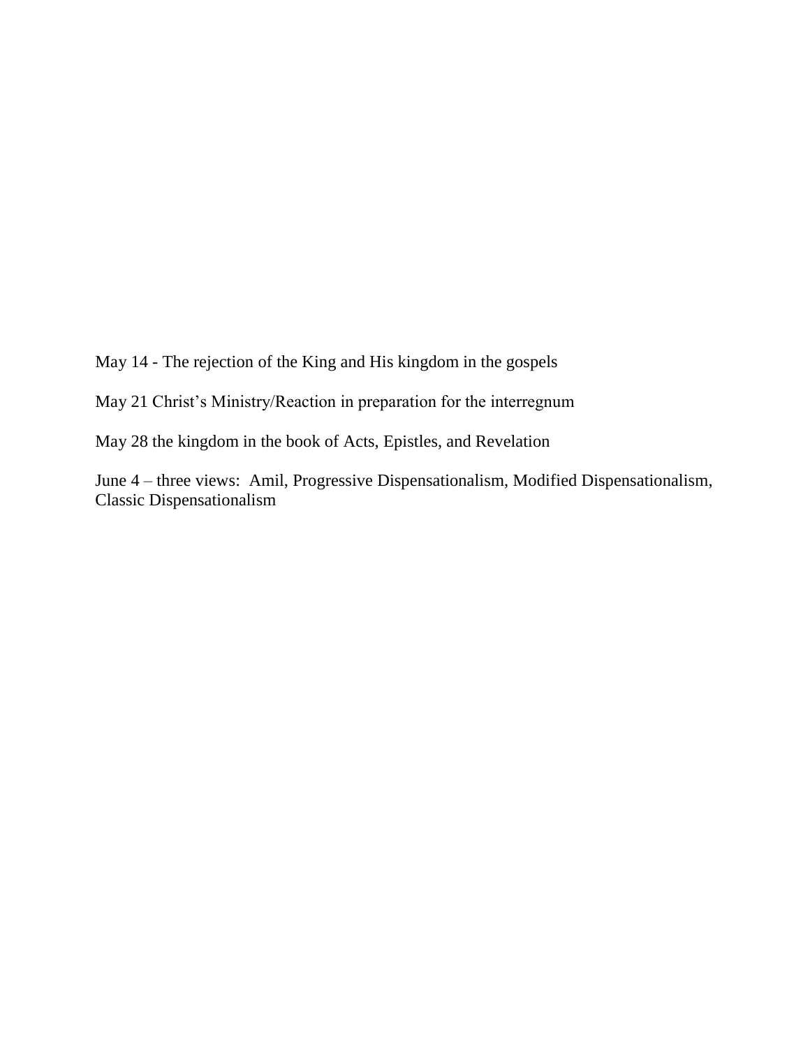May 14 - The rejection of the King and His kingdom in the gospels

May 21 Christ's Ministry/Reaction in preparation for the interregnum

May 28 the kingdom in the book of Acts, Epistles, and Revelation

June 4 – three views: Amil, Progressive Dispensationalism, Modified Dispensationalism, Classic Dispensationalism